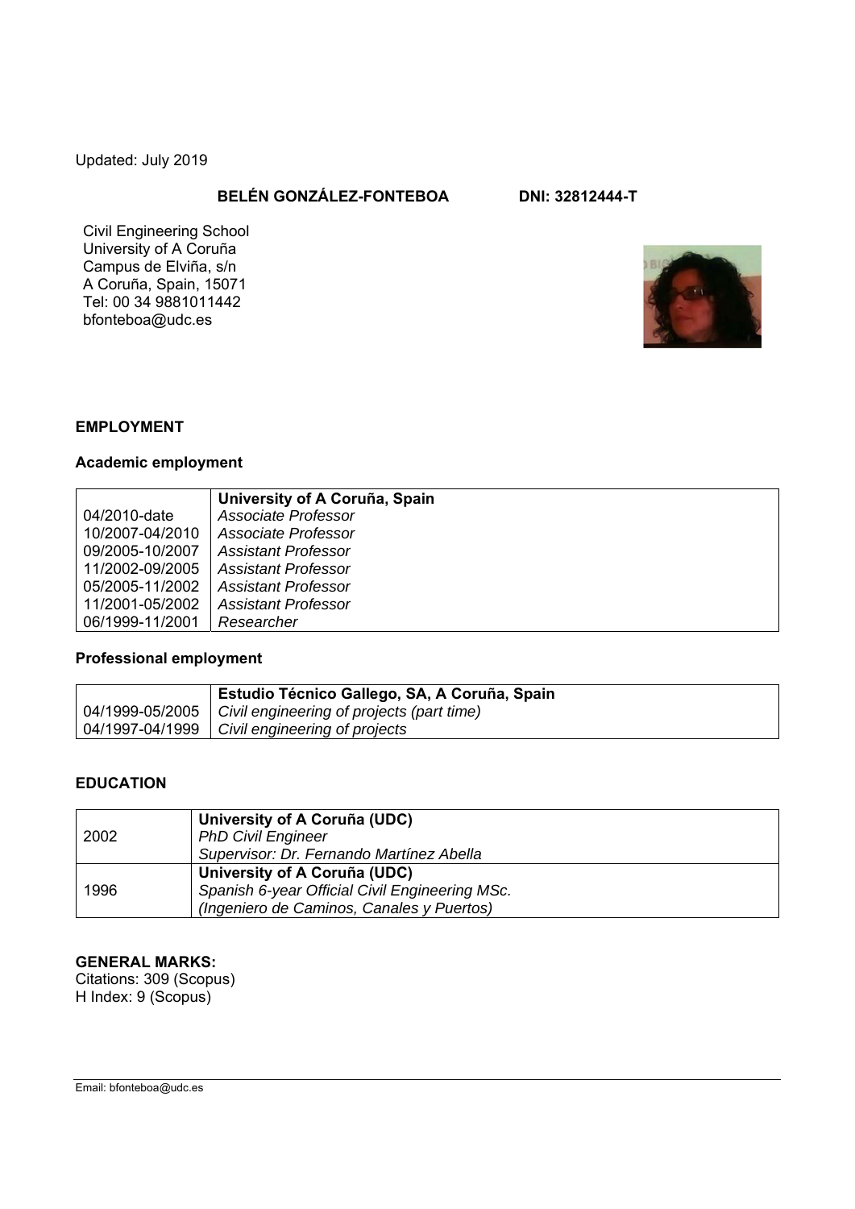Updated: July 2019

**BELÉN GONZÁLEZ-FONTEBOA DNI: 32812444-T**

Civil Engineering School
University of A Coruña
Campus de Elviña, s/n
A Coruña, Spain, 15071
Tel: 00 34 9881011442
bfonteboa@udc.es

## EMPLOYMENT

### Academic employment

| | **University of A Coruña, Spain** |
|---|---|
| 04/2010-date | *Associate Professor* |
| 10/2007-04/2010 | *Associate Professor* |
| 09/2005-10/2007 | *Assistant Professor* |
| 11/2002-09/2005 | *Assistant Professor* |
| 05/2005-11/2002 | *Assistant Professor* |
| 11/2001-05/2002 | *Assistant Professor* |
| 06/1999-11/2001 | *Researcher* |

### Professional employment

| | **Estudio Técnico Gallego, SA, A Coruña, Spain** |
|---|---|
| 04/1999-05/2005 | *Civil engineering of projects (part time)* |
| 04/1997-04/1999 | *Civil engineering of projects* |

## EDUCATION

| | |
|---|---|
| 2002 | **University of A Coruña (UDC)**<br>*PhD Civil Engineer*<br>*Supervisor: Dr. Fernando Martínez Abella* |
| 1996 | **University of A Coruña (UDC)**<br>*Spanish 6-year Official Civil Engineering MSc.*<br>*(Ingeniero de Caminos, Canales y Puertos)* |

**GENERAL MARKS:**
Citations: 309 (Scopus)
H Index: 9 (Scopus)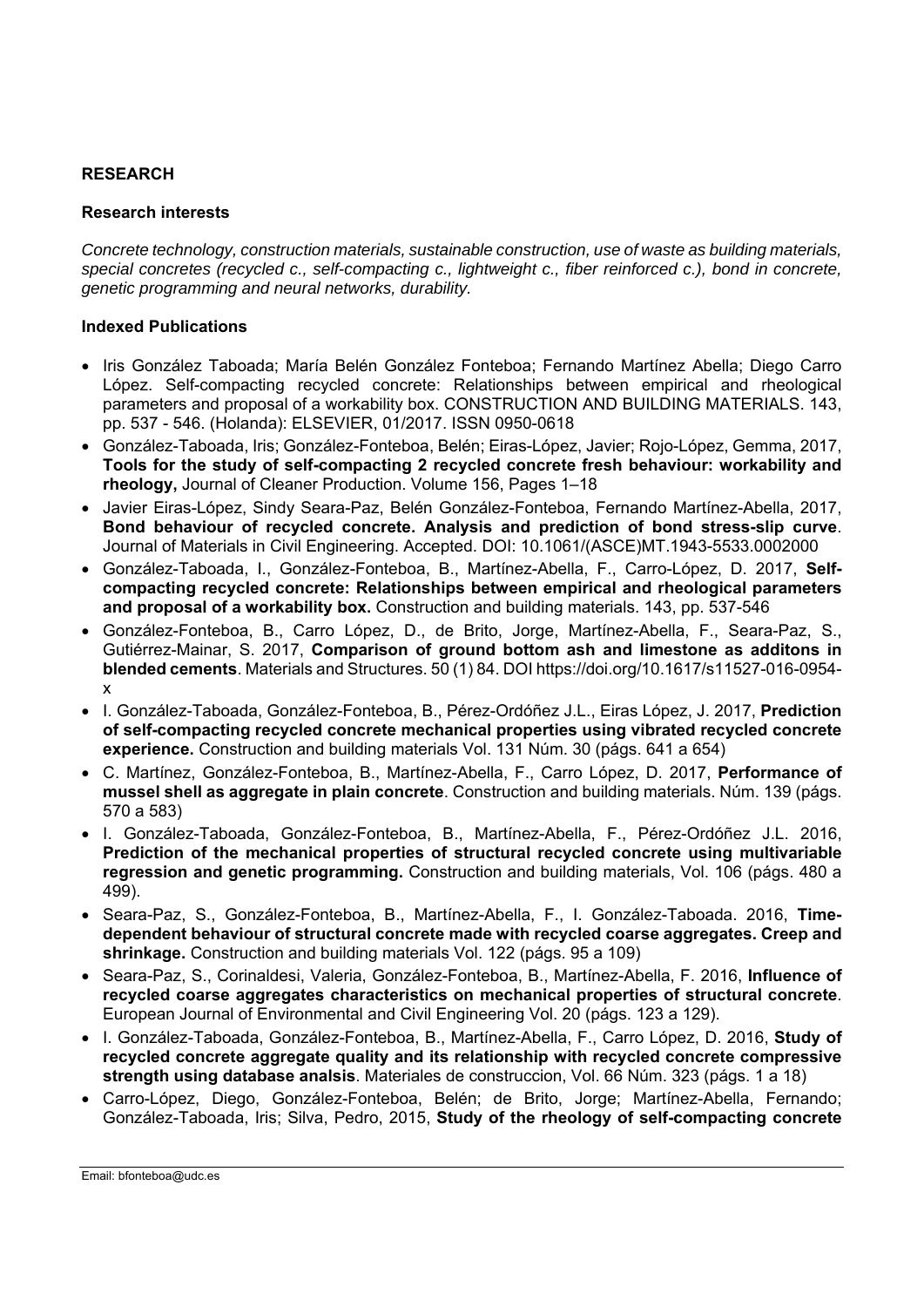**RESEARCH**

**Research interests**

*Concrete technology, construction materials, sustainable construction, use of waste as building materials, special concretes (recycled c., self-compacting c., lightweight c., fiber reinforced c.), bond in concrete, genetic programming and neural networks, durability.*

**Indexed Publications**

- Iris González Taboada; María Belén González Fonteboa; Fernando Martínez Abella; Diego Carro López. Self-compacting recycled concrete: Relationships between empirical and rheological parameters and proposal of a workability box. CONSTRUCTION AND BUILDING MATERIALS. 143, pp. 537 - 546. (Holanda): ELSEVIER, 01/2017. ISSN 0950-0618
- González-Taboada, Iris; González-Fonteboa, Belén; Eiras-López, Javier; Rojo-López, Gemma, 2017, **Tools for the study of self-compacting 2 recycled concrete fresh behaviour: workability and rheology,** Journal of Cleaner Production. Volume 156, Pages 1–18
- Javier Eiras-López, Sindy Seara-Paz, Belén González-Fonteboa, Fernando Martínez-Abella, 2017, **Bond behaviour of recycled concrete. Analysis and prediction of bond stress-slip curve**. Journal of Materials in Civil Engineering. Accepted. DOI: 10.1061/(ASCE)MT.1943-5533.0002000
- González-Taboada, I., González-Fonteboa, B., Martínez-Abella, F., Carro-López, D. 2017, **Self-compacting recycled concrete: Relationships between empirical and rheological parameters and proposal of a workability box.** Construction and building materials. 143, pp. 537-546
- González-Fonteboa, B., Carro López, D., de Brito, Jorge, Martínez-Abella, F., Seara-Paz, S., Gutiérrez-Mainar, S. 2017, **Comparison of ground bottom ash and limestone as additons in blended cements**. Materials and Structures. 50 (1) 84. DOI https://doi.org/10.1617/s11527-016-0954-x
- I. González-Taboada, González-Fonteboa, B., Pérez-Ordóñez J.L., Eiras López, J. 2017, **Prediction of self-compacting recycled concrete mechanical properties using vibrated recycled concrete experience.** Construction and building materials Vol. 131 Núm. 30 (págs. 641 a 654)
- C. Martínez, González-Fonteboa, B., Martínez-Abella, F., Carro López, D. 2017, **Performance of mussel shell as aggregate in plain concrete**. Construction and building materials. Núm. 139 (págs. 570 a 583)
- I. González-Taboada, González-Fonteboa, B., Martínez-Abella, F., Pérez-Ordóñez J.L. 2016, **Prediction of the mechanical properties of structural recycled concrete using multivariable regression and genetic programming.** Construction and building materials, Vol. 106 (págs. 480 a 499).
- Seara-Paz, S., González-Fonteboa, B., Martínez-Abella, F., I. González-Taboada. 2016, **Time-dependent behaviour of structural concrete made with recycled coarse aggregates. Creep and shrinkage.** Construction and building materials Vol. 122 (págs. 95 a 109)
- Seara-Paz, S., Corinaldesi, Valeria, González-Fonteboa, B., Martínez-Abella, F. 2016, **Influence of recycled coarse aggregates characteristics on mechanical properties of structural concrete**. European Journal of Environmental and Civil Engineering Vol. 20 (págs. 123 a 129).
- I. González-Taboada, González-Fonteboa, B., Martínez-Abella, F., Carro López, D. 2016, **Study of recycled concrete aggregate quality and its relationship with recycled concrete compressive strength using database analsis**. Materiales de construccion, Vol. 66 Núm. 323 (págs. 1 a 18)
- Carro-López, Diego, González-Fonteboa, Belén; de Brito, Jorge; Martínez-Abella, Fernando; González-Taboada, Iris; Silva, Pedro, 2015, **Study of the rheology of self-compacting concrete**

Email: bfonteboa@udc.es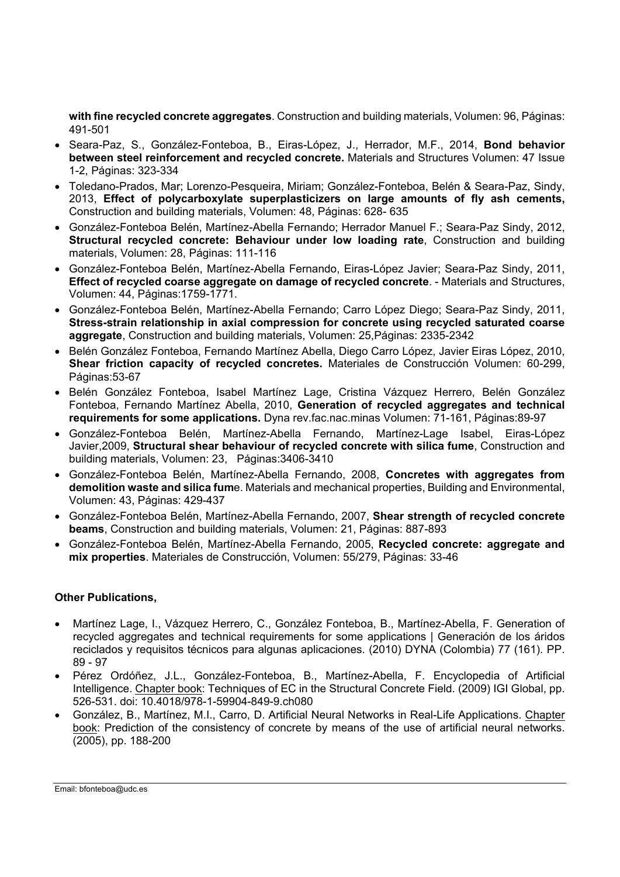**with fine recycled concrete aggregates**. Construction and building materials, Volumen: 96, Páginas: 491-501

- Seara-Paz, S., González-Fonteboa, B., Eiras-López, J., Herrador, M.F., 2014, **Bond behavior between steel reinforcement and recycled concrete.** Materials and Structures Volumen: 47 Issue 1-2, Páginas: 323-334
- Toledano-Prados, Mar; Lorenzo-Pesqueira, Miriam; González-Fonteboa, Belén & Seara-Paz, Sindy, 2013, **Effect of polycarboxylate superplasticizers on large amounts of fly ash cements,** Construction and building materials, Volumen: 48, Páginas: 628- 635
- González-Fonteboa Belén, Martínez-Abella Fernando; Herrador Manuel F.; Seara-Paz Sindy, 2012, **Structural recycled concrete: Behaviour under low loading rate**, Construction and building materials, Volumen: 28, Páginas: 111-116
- González-Fonteboa Belén, Martínez-Abella Fernando, Eiras-López Javier; Seara-Paz Sindy, 2011, **Effect of recycled coarse aggregate on damage of recycled concrete**. - Materials and Structures, Volumen: 44, Páginas:1759-1771.
- González-Fonteboa Belén, Martínez-Abella Fernando; Carro López Diego; Seara-Paz Sindy, 2011, **Stress-strain relationship in axial compression for concrete using recycled saturated coarse aggregate**, Construction and building materials, Volumen: 25,Páginas: 2335-2342
- Belén González Fonteboa, Fernando Martínez Abella, Diego Carro López, Javier Eiras López, 2010, **Shear friction capacity of recycled concretes.** Materiales de Construcción Volumen: 60-299, Páginas:53-67
- Belén González Fonteboa, Isabel Martínez Lage, Cristina Vázquez Herrero, Belén González Fonteboa, Fernando Martínez Abella, 2010, **Generation of recycled aggregates and technical requirements for some applications.** Dyna rev.fac.nac.minas Volumen: 71-161, Páginas:89-97
- González-Fonteboa Belén, Martínez-Abella Fernando, Martínez-Lage Isabel, Eiras-López Javier,2009, **Structural shear behaviour of recycled concrete with silica fume**, Construction and building materials, Volumen: 23, Páginas:3406-3410
- González-Fonteboa Belén, Martínez-Abella Fernando, 2008, **Concretes with aggregates from demolition waste and silica fum**e. Materials and mechanical properties, Building and Environmental, Volumen: 43, Páginas: 429-437
- González-Fonteboa Belén, Martínez-Abella Fernando, 2007, **Shear strength of recycled concrete beams**, Construction and building materials, Volumen: 21, Páginas: 887-893
- González-Fonteboa Belén, Martínez-Abella Fernando, 2005, **Recycled concrete: aggregate and mix properties**. Materiales de Construcción, Volumen: 55/279, Páginas: 33-46

**Other Publications,**

- Martínez Lage, I., Vázquez Herrero, C., González Fonteboa, B., Martínez-Abella, F. Generation of recycled aggregates and technical requirements for some applications | Generación de los áridos reciclados y requisitos técnicos para algunas aplicaciones. (2010) DYNA (Colombia) 77 (161). PP. 89 - 97
- Pérez Ordóñez, J.L., González-Fonteboa, B., Martínez-Abella, F. Encyclopedia of Artificial Intelligence. Chapter book: Techniques of EC in the Structural Concrete Field. (2009) IGI Global, pp. 526-531. doi: 10.4018/978-1-59904-849-9.ch080
- González, B., Martínez, M.I., Carro, D. Artificial Neural Networks in Real-Life Applications. Chapter book: Prediction of the consistency of concrete by means of the use of artificial neural networks. (2005), pp. 188-200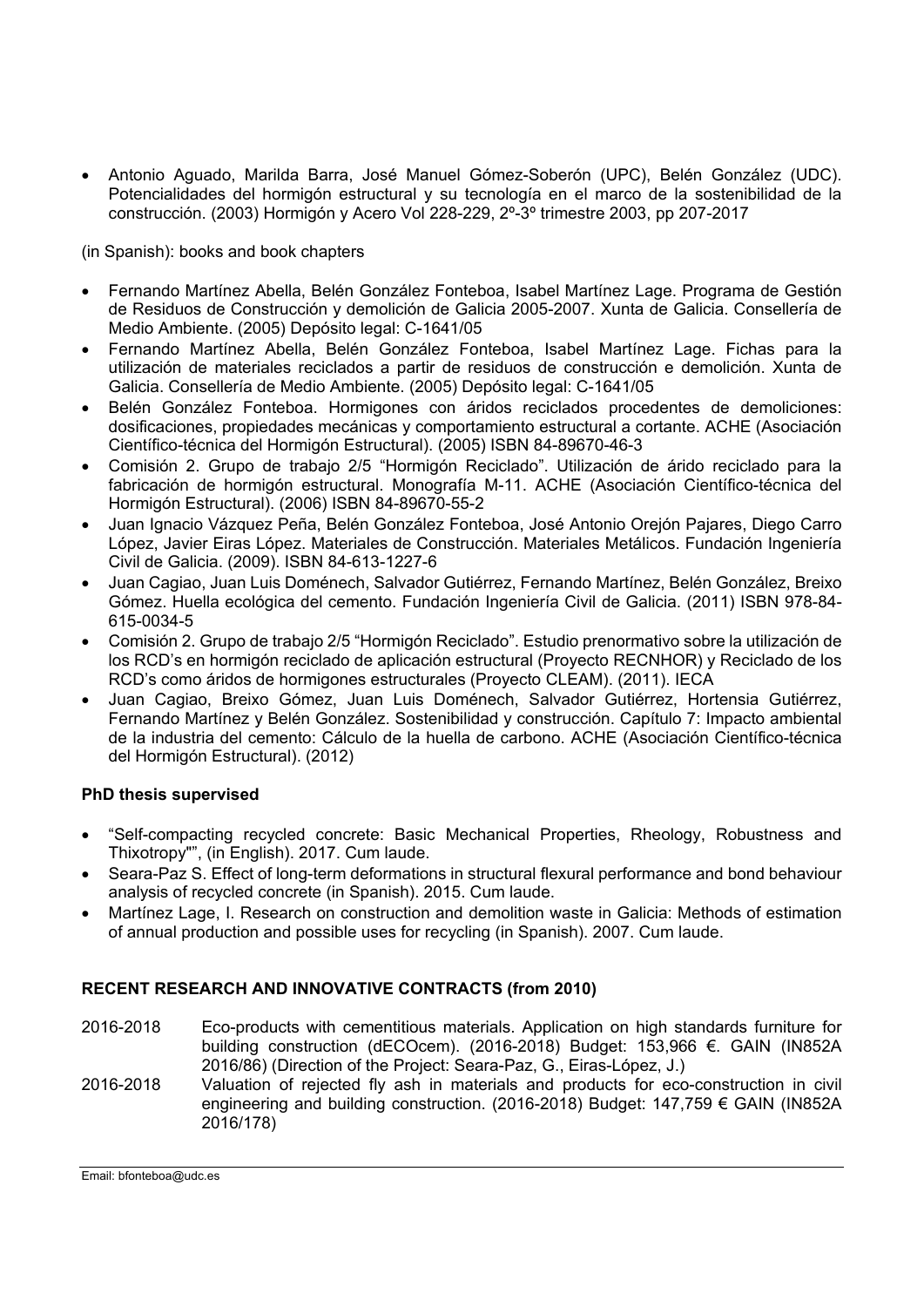- Antonio Aguado, Marilda Barra, José Manuel Gómez-Soberón (UPC), Belén González (UDC). Potencialidades del hormigón estructural y su tecnología en el marco de la sostenibilidad de la construcción. (2003) Hormigón y Acero Vol 228-229, 2º-3º trimestre 2003, pp 207-2017

(in Spanish): books and book chapters

- Fernando Martínez Abella, Belén González Fonteboa, Isabel Martínez Lage. Programa de Gestión de Residuos de Construcción y demolición de Galicia 2005-2007. Xunta de Galicia. Consellería de Medio Ambiente. (2005) Depósito legal: C-1641/05
- Fernando Martínez Abella, Belén González Fonteboa, Isabel Martínez Lage. Fichas para la utilización de materiales reciclados a partir de residuos de construcción e demolición. Xunta de Galicia. Consellería de Medio Ambiente. (2005) Depósito legal: C-1641/05
- Belén González Fonteboa. Hormigones con áridos reciclados procedentes de demoliciones: dosificaciones, propiedades mecánicas y comportamiento estructural a cortante. ACHE (Asociación Científico-técnica del Hormigón Estructural). (2005) ISBN 84-89670-46-3
- Comisión 2. Grupo de trabajo 2/5 "Hormigón Reciclado". Utilización de árido reciclado para la fabricación de hormigón estructural. Monografía M-11. ACHE (Asociación Científico-técnica del Hormigón Estructural). (2006) ISBN 84-89670-55-2
- Juan Ignacio Vázquez Peña, Belén González Fonteboa, José Antonio Orejón Pajares, Diego Carro López, Javier Eiras López. Materiales de Construcción. Materiales Metálicos. Fundación Ingeniería Civil de Galicia. (2009). ISBN 84-613-1227-6
- Juan Cagiao, Juan Luis Doménech, Salvador Gutiérrez, Fernando Martínez, Belén González, Breixo Gómez. Huella ecológica del cemento. Fundación Ingeniería Civil de Galicia. (2011) ISBN 978-84-615-0034-5
- Comisión 2. Grupo de trabajo 2/5 "Hormigón Reciclado". Estudio prenormativo sobre la utilización de los RCD's en hormigón reciclado de aplicación estructural (Proyecto RECNHOR) y Reciclado de los RCD's como áridos de hormigones estructurales (Proyecto CLEAM). (2011). IECA
- Juan Cagiao, Breixo Gómez, Juan Luis Doménech, Salvador Gutiérrez, Hortensia Gutiérrez, Fernando Martínez y Belén González. Sostenibilidad y construcción. Capítulo 7: Impacto ambiental de la industria del cemento: Cálculo de la huella de carbono. ACHE (Asociación Científico-técnica del Hormigón Estructural). (2012)

**PhD thesis supervised**

- "Self-compacting recycled concrete: Basic Mechanical Properties, Rheology, Robustness and Thixotropy"", (in English). 2017. Cum laude.
- Seara-Paz S. Effect of long-term deformations in structural flexural performance and bond behaviour analysis of recycled concrete (in Spanish). 2015. Cum laude.
- Martínez Lage, I. Research on construction and demolition waste in Galicia: Methods of estimation of annual production and possible uses for recycling (in Spanish). 2007. Cum laude.

**RECENT RESEARCH AND INNOVATIVE CONTRACTS (from 2010)**

2016-2018 Eco-products with cementitious materials. Application on high standards furniture for building construction (dECOcem). (2016-2018) Budget: 153,966 €. GAIN (IN852A 2016/86) (Direction of the Project: Seara-Paz, G., Eiras-López, J.)

2016-2018 Valuation of rejected fly ash in materials and products for eco-construction in civil engineering and building construction. (2016-2018) Budget: 147,759 € GAIN (IN852A 2016/178)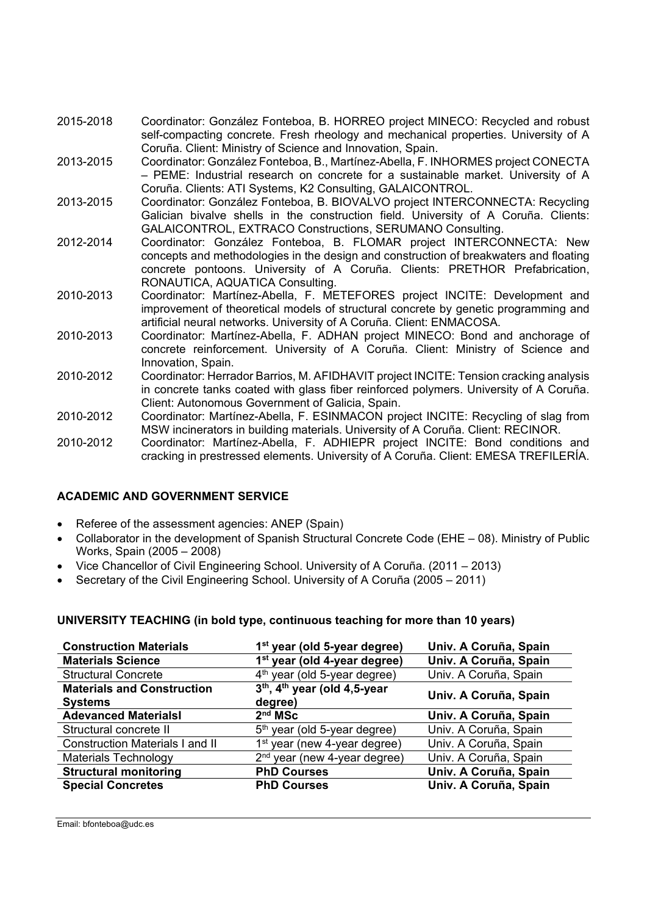2015-2018 Coordinator: González Fonteboa, B. HORREO project MINECO: Recycled and robust self-compacting concrete. Fresh rheology and mechanical properties. University of A Coruña. Client: Ministry of Science and Innovation, Spain.

2013-2015 Coordinator: González Fonteboa, B., Martínez-Abella, F. INHORMES project CONECTA – PEME: Industrial research on concrete for a sustainable market. University of A Coruña. Clients: ATI Systems, K2 Consulting, GALAICONTROL.

2013-2015 Coordinator: González Fonteboa, B. BIOVALVO project INTERCONNECTA: Recycling Galician bivalve shells in the construction field. University of A Coruña. Clients: GALAICONTROL, EXTRACO Constructions, SERUMANO Consulting.

2012-2014 Coordinator: González Fonteboa, B. FLOMAR project INTERCONNECTA: New concepts and methodologies in the design and construction of breakwaters and floating concrete pontoons. University of A Coruña. Clients: PRETHOR Prefabrication, RONAUTICA, AQUATICA Consulting.

2010-2013 Coordinator: Martínez-Abella, F. METEFORES project INCITE: Development and improvement of theoretical models of structural concrete by genetic programming and artificial neural networks. University of A Coruña. Client: ENMACOSA.

2010-2013 Coordinator: Martínez-Abella, F. ADHAN project MINECO: Bond and anchorage of concrete reinforcement. University of A Coruña. Client: Ministry of Science and Innovation, Spain.

2010-2012 Coordinator: Herrador Barrios, M. AFIDHAVIT project INCITE: Tension cracking analysis in concrete tanks coated with glass fiber reinforced polymers. University of A Coruña. Client: Autonomous Government of Galicia, Spain.

2010-2012 Coordinator: Martínez-Abella, F. ESINMACON project INCITE: Recycling of slag from MSW incinerators in building materials. University of A Coruña. Client: RECINOR.

2010-2012 Coordinator: Martínez-Abella, F. ADHIEPR project INCITE: Bond conditions and cracking in prestressed elements. University of A Coruña. Client: EMESA TREFILERÍA.

## ACADEMIC AND GOVERNMENT SERVICE

- Referee of the assessment agencies: ANEP (Spain)
- Collaborator in the development of Spanish Structural Concrete Code (EHE – 08). Ministry of Public Works, Spain (2005 – 2008)
- Vice Chancellor of Civil Engineering School. University of A Coruña. (2011 – 2013)
- Secretary of the Civil Engineering School. University of A Coruña (2005 – 2011)

## UNIVERSITY TEACHING (in bold type, continuous teaching for more than 10 years)

| | | |
|---|---|---|
| **Construction Materials** | **1st year (old 5-year degree)** | **Univ. A Coruña, Spain** |
| **Materials Science** | **1st year (old 4-year degree)** | **Univ. A Coruña, Spain** |
| Structural Concrete | 4th year (old 5-year degree) | Univ. A Coruña, Spain |
| **Materials and Construction Systems** | **3th, 4th year (old 4,5-year degree)** | **Univ. A Coruña, Spain** |
| **Adevanced Materialsl** | **2nd MSc** | **Univ. A Coruña, Spain** |
| Structural concrete II | 5th year (old 5-year degree) | Univ. A Coruña, Spain |
| Construction Materials I and II | 1st year (new 4-year degree) | Univ. A Coruña, Spain |
| Materials Technology | 2nd year (new 4-year degree) | Univ. A Coruña, Spain |
| **Structural monitoring** | **PhD Courses** | **Univ. A Coruña, Spain** |
| **Special Concretes** | **PhD Courses** | **Univ. A Coruña, Spain** |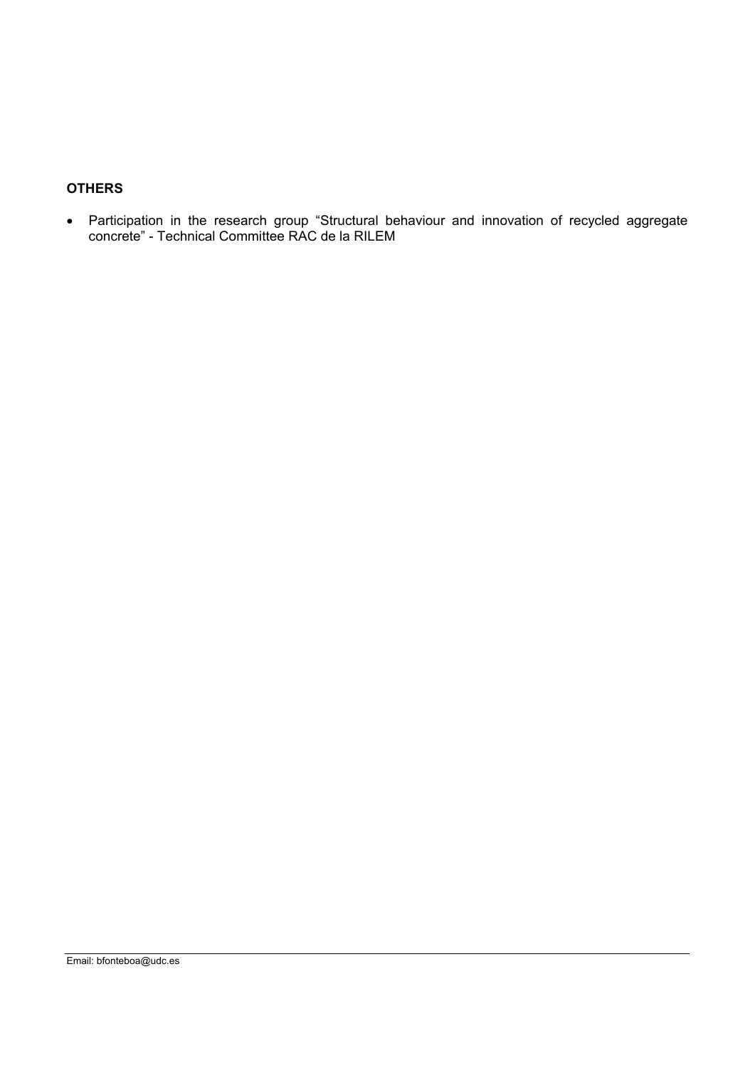**OTHERS**

- Participation in the research group "Structural behaviour and innovation of recycled aggregate concrete" - Technical Committee RAC de la RILEM

Email: bfonteboa@udc.es